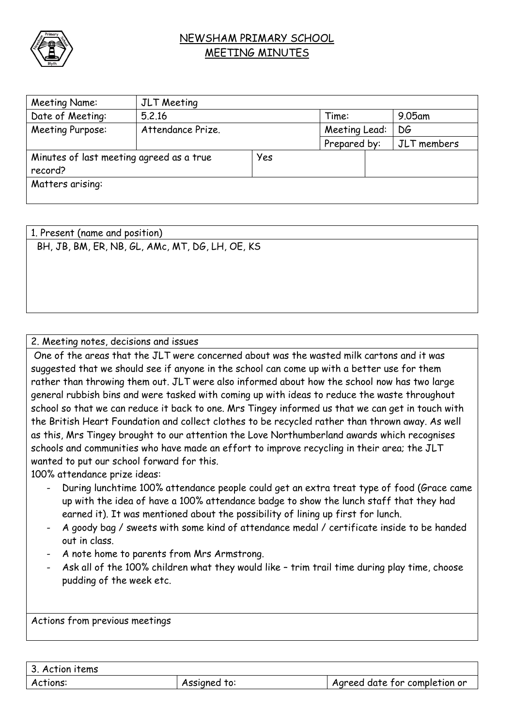# NEWSHAM PRIMARY SCHOOL
## MEETING MINUTES

| Meeting Name: | JLT Meeting | | | |
|---|---|---|---|---|
| Date of Meeting: | 5.2.16 | | Time: | 9.05am |
| Meeting Purpose: | Attendance Prize. | | Meeting Lead: | DG |
| | | | Prepared by: | JLT members |
| Minutes of last meeting agreed as a true record? | | Yes | | |
| Matters arising: | | | | |

| 1. Present (name and position) |
|---|
| BH, JB, BM, ER, NB, GL, AMc, MT, DG, LH, OE, KS |

**2. Meeting notes, decisions and issues**

One of the areas that the JLT were concerned about was the wasted milk cartons and it was suggested that we should see if anyone in the school can come up with a better use for them rather than throwing them out. JLT were also informed about how the school now has two large general rubbish bins and were tasked with coming up with ideas to reduce the waste throughout school so that we can reduce it back to one. Mrs Tingey informed us that we can get in touch with the British Heart Foundation and collect clothes to be recycled rather than thrown away. As well as this, Mrs Tingey brought to our attention the Love Northumberland awards which recognises schools and communities who have made an effort to improve recycling in their area; the JLT wanted to put our school forward for this.

100% attendance prize ideas:

- During lunchtime 100% attendance people could get an extra treat type of food (Grace came up with the idea of have a 100% attendance badge to show the lunch staff that they had earned it). It was mentioned about the possibility of lining up first for lunch.
- A goody bag / sweets with some kind of attendance medal / certificate inside to be handed out in class.
- A note home to parents from Mrs Armstrong.
- Ask all of the 100% children what they would like – trim trail time during play time, choose pudding of the week etc.

Actions from previous meetings

**3. Action items**

| Actions: | Assigned to: | Agreed date for completion or |
|---|---|---|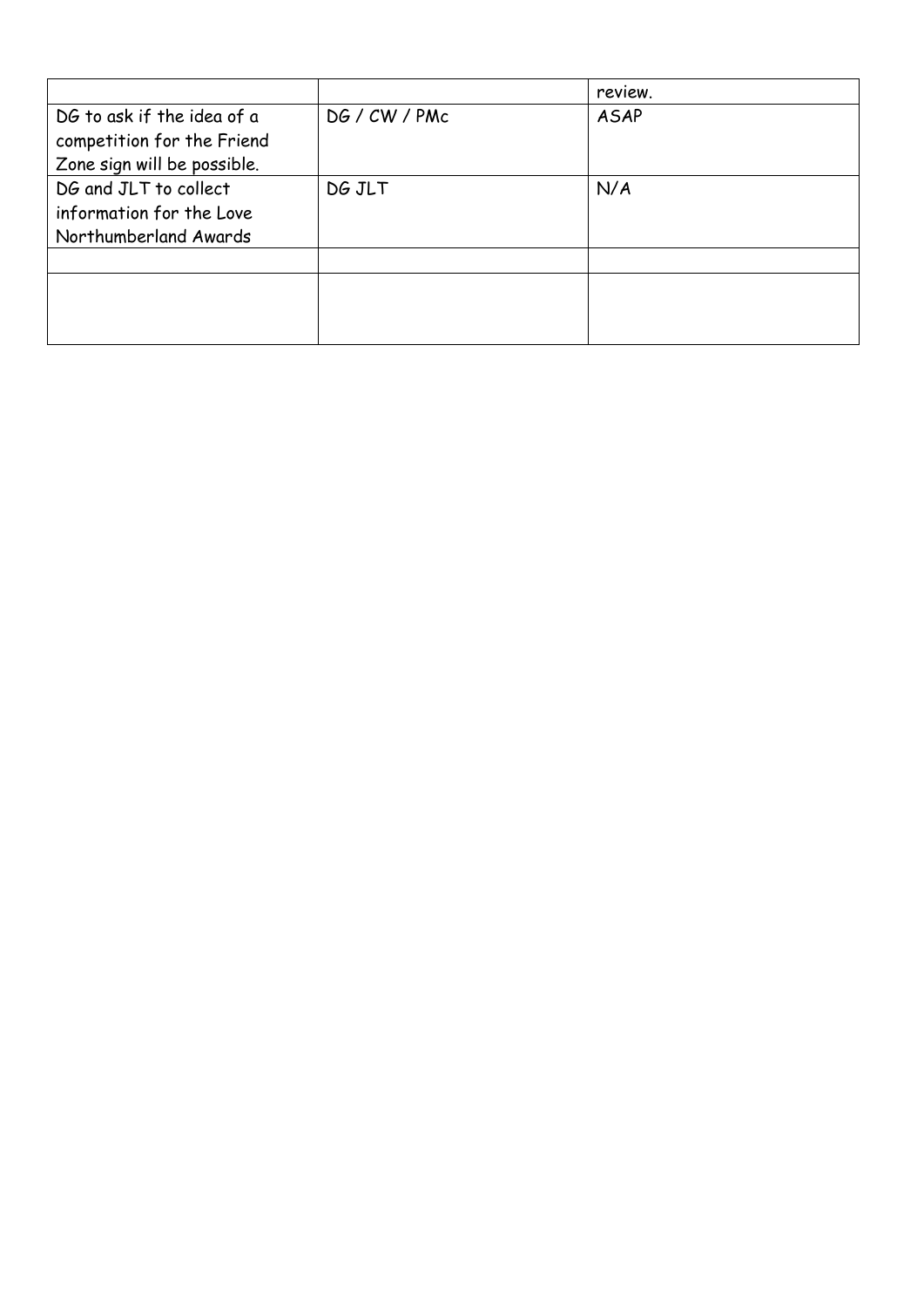| | | |
|---|---|---|
| | | review. |
| DG to ask if the idea of a competition for the Friend Zone sign will be possible. | DG / CW / PMc | ASAP |
| DG and JLT to collect information for the Love Northumberland Awards | DG JLT | N/A |
| | | |
| | | |